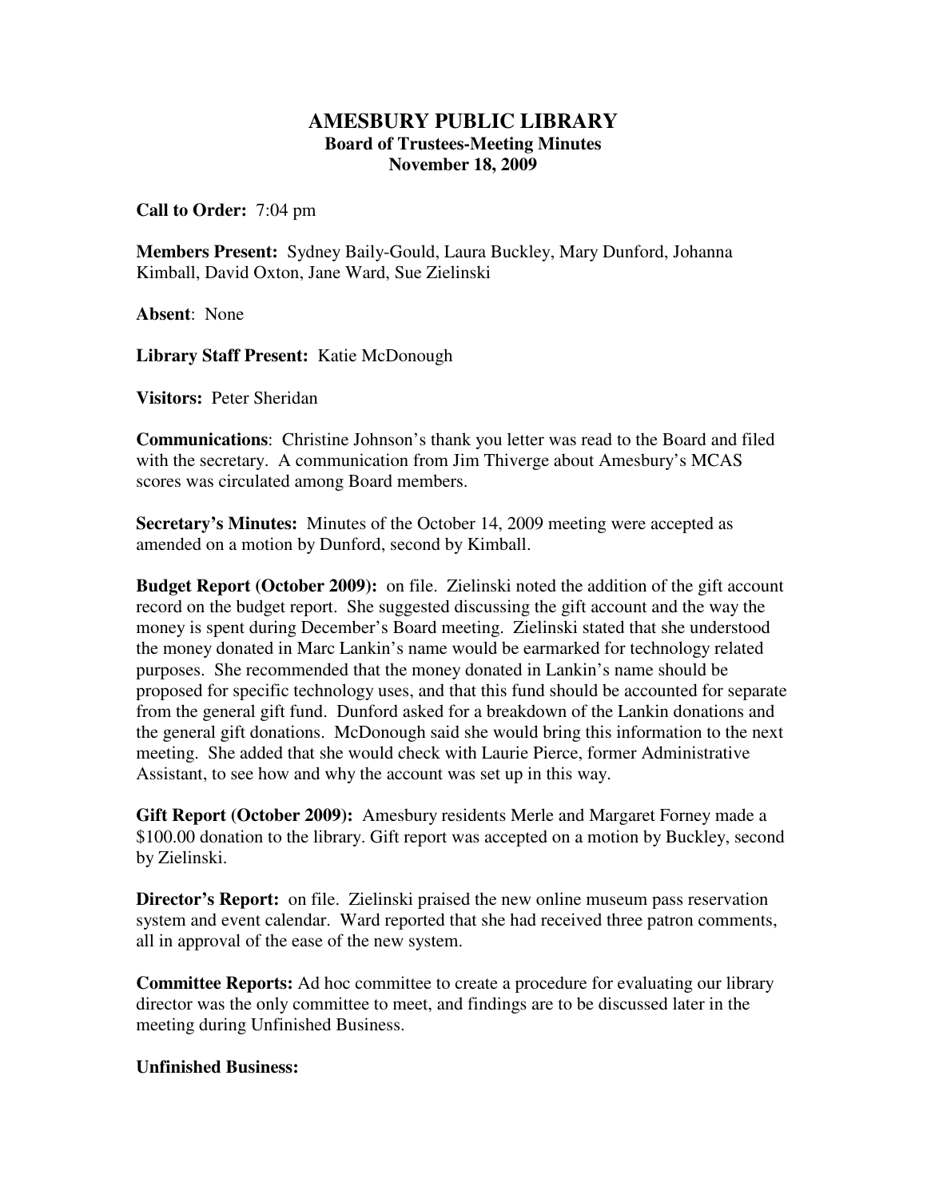# AMESBURY PUBLIC LIBRARY

## Board of Trustees-Meeting Minutes

## November 18, 2009

**Call to Order:** 7:04 pm

**Members Present:** Sydney Baily-Gould, Laura Buckley, Mary Dunford, Johanna Kimball, David Oxton, Jane Ward, Sue Zielinski

**Absent**: None

**Library Staff Present:** Katie McDonough

**Visitors:** Peter Sheridan

**Communications**: Christine Johnson's thank you letter was read to the Board and filed with the secretary. A communication from Jim Thiverge about Amesbury's MCAS scores was circulated among Board members.

**Secretary's Minutes:** Minutes of the October 14, 2009 meeting were accepted as amended on a motion by Dunford, second by Kimball.

**Budget Report (October 2009):** on file. Zielinski noted the addition of the gift account record on the budget report. She suggested discussing the gift account and the way the money is spent during December's Board meeting. Zielinski stated that she understood the money donated in Marc Lankin's name would be earmarked for technology related purposes. She recommended that the money donated in Lankin's name should be proposed for specific technology uses, and that this fund should be accounted for separate from the general gift fund. Dunford asked for a breakdown of the Lankin donations and the general gift donations. McDonough said she would bring this information to the next meeting. She added that she would check with Laurie Pierce, former Administrative Assistant, to see how and why the account was set up in this way.

**Gift Report (October 2009):** Amesbury residents Merle and Margaret Forney made a $100.00 donation to the library. Gift report was accepted on a motion by Buckley, second by Zielinski.

**Director's Report:** on file. Zielinski praised the new online museum pass reservation system and event calendar. Ward reported that she had received three patron comments, all in approval of the ease of the new system.

**Committee Reports:** Ad hoc committee to create a procedure for evaluating our library director was the only committee to meet, and findings are to be discussed later in the meeting during Unfinished Business.

**Unfinished Business:**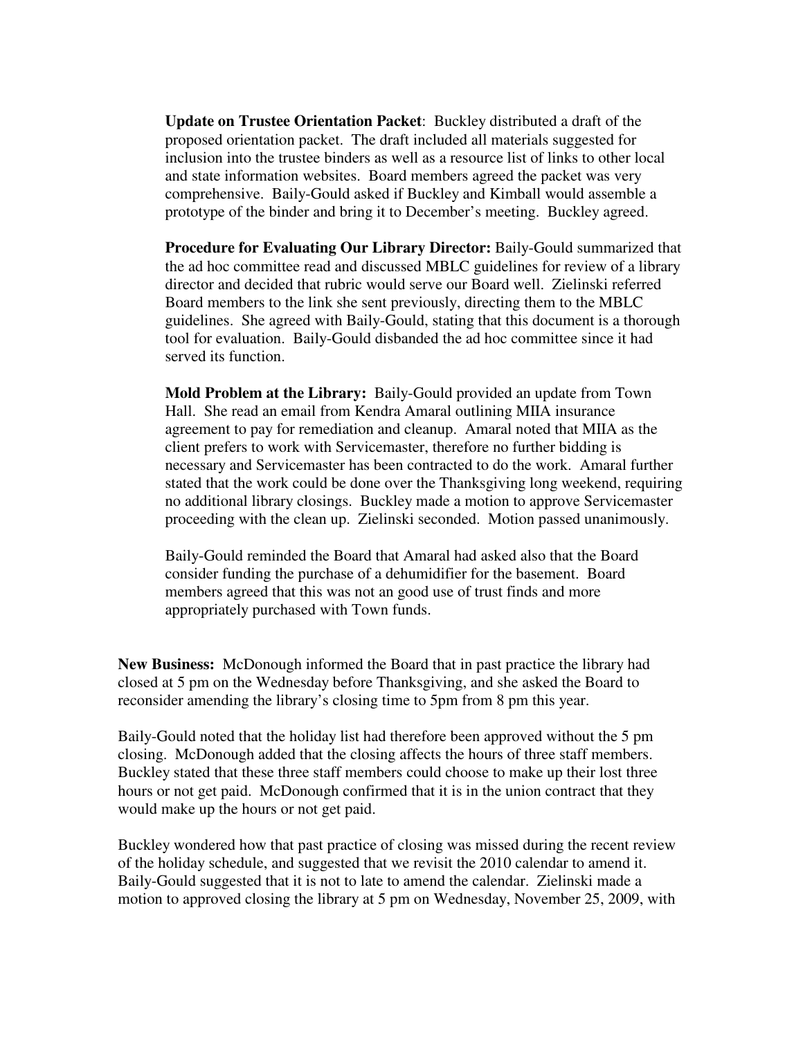**Update on Trustee Orientation Packet**: Buckley distributed a draft of the proposed orientation packet. The draft included all materials suggested for inclusion into the trustee binders as well as a resource list of links to other local and state information websites. Board members agreed the packet was very comprehensive. Baily-Gould asked if Buckley and Kimball would assemble a prototype of the binder and bring it to December's meeting. Buckley agreed.

**Procedure for Evaluating Our Library Director:** Baily-Gould summarized that the ad hoc committee read and discussed MBLC guidelines for review of a library director and decided that rubric would serve our Board well. Zielinski referred Board members to the link she sent previously, directing them to the MBLC guidelines. She agreed with Baily-Gould, stating that this document is a thorough tool for evaluation. Baily-Gould disbanded the ad hoc committee since it had served its function.

**Mold Problem at the Library:** Baily-Gould provided an update from Town Hall. She read an email from Kendra Amaral outlining MIIA insurance agreement to pay for remediation and cleanup. Amaral noted that MIIA as the client prefers to work with Servicemaster, therefore no further bidding is necessary and Servicemaster has been contracted to do the work. Amaral further stated that the work could be done over the Thanksgiving long weekend, requiring no additional library closings. Buckley made a motion to approve Servicemaster proceeding with the clean up. Zielinski seconded. Motion passed unanimously.

Baily-Gould reminded the Board that Amaral had asked also that the Board consider funding the purchase of a dehumidifier for the basement. Board members agreed that this was not an good use of trust finds and more appropriately purchased with Town funds.

**New Business:** McDonough informed the Board that in past practice the library had closed at 5 pm on the Wednesday before Thanksgiving, and she asked the Board to reconsider amending the library's closing time to 5pm from 8 pm this year.

Baily-Gould noted that the holiday list had therefore been approved without the 5 pm closing. McDonough added that the closing affects the hours of three staff members. Buckley stated that these three staff members could choose to make up their lost three hours or not get paid. McDonough confirmed that it is in the union contract that they would make up the hours or not get paid.

Buckley wondered how that past practice of closing was missed during the recent review of the holiday schedule, and suggested that we revisit the 2010 calendar to amend it. Baily-Gould suggested that it is not to late to amend the calendar. Zielinski made a motion to approved closing the library at 5 pm on Wednesday, November 25, 2009, with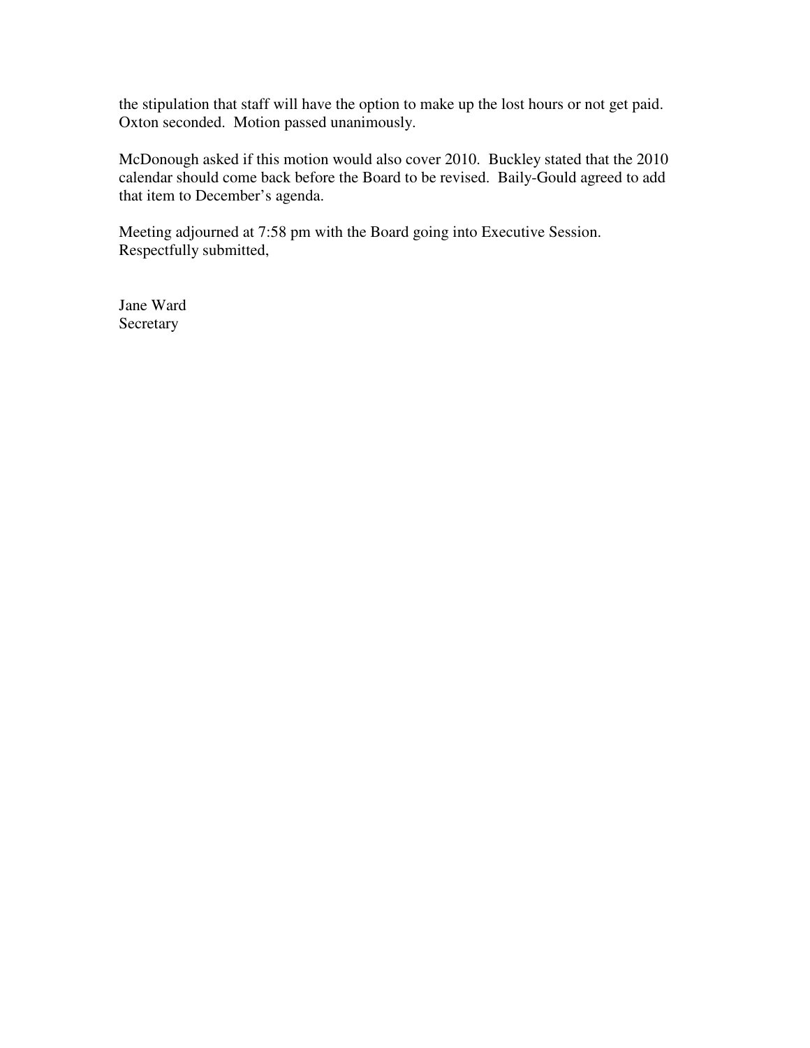the stipulation that staff will have the option to make up the lost hours or not get paid. Oxton seconded. Motion passed unanimously.

McDonough asked if this motion would also cover 2010. Buckley stated that the 2010 calendar should come back before the Board to be revised. Baily-Gould agreed to add that item to December's agenda.

Meeting adjourned at 7:58 pm with the Board going into Executive Session.
Respectfully submitted,

Jane Ward
Secretary